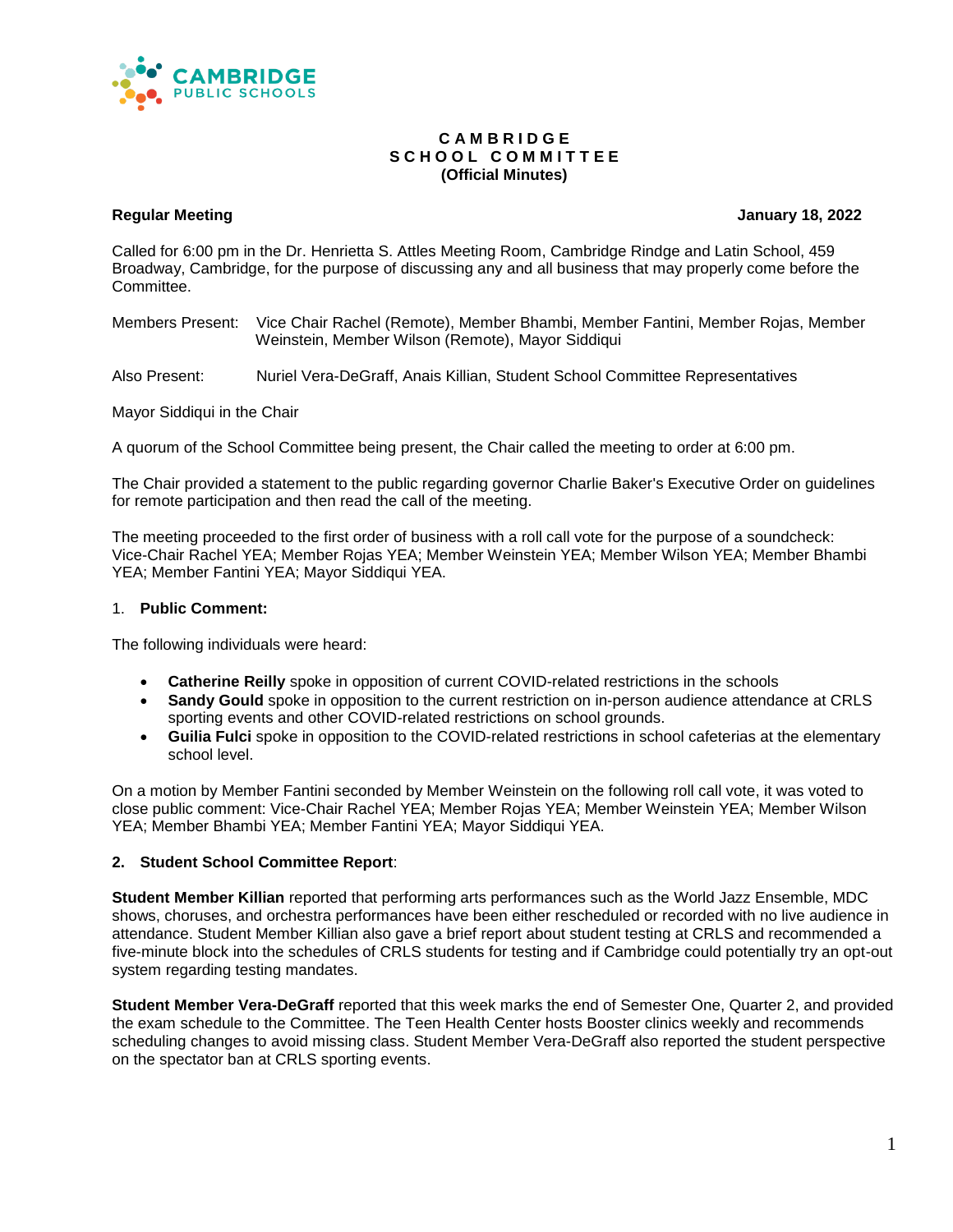CAMBRIDGE PUBLIC SCHOOLS

# CAMBRIDGE SCHOOL COMMITTEE
**(Official Minutes)**

**Regular Meeting** **January 18, 2022**

Called for 6:00 pm in the Dr. Henrietta S. Attles Meeting Room, Cambridge Rindge and Latin School, 459 Broadway, Cambridge, for the purpose of discussing any and all business that may properly come before the Committee.

Members Present: Vice Chair Rachel (Remote), Member Bhambi, Member Fantini, Member Rojas, Member Weinstein, Member Wilson (Remote), Mayor Siddiqui

Also Present: Nuriel Vera-DeGraff, Anais Killian, Student School Committee Representatives

Mayor Siddiqui in the Chair

A quorum of the School Committee being present, the Chair called the meeting to order at 6:00 pm.

The Chair provided a statement to the public regarding governor Charlie Baker's Executive Order on guidelines for remote participation and then read the call of the meeting.

The meeting proceeded to the first order of business with a roll call vote for the purpose of a soundcheck: Vice-Chair Rachel YEA; Member Rojas YEA; Member Weinstein YEA; Member Wilson YEA; Member Bhambi YEA; Member Fantini YEA; Mayor Siddiqui YEA.

1. **Public Comment:**

The following individuals were heard:

- **Catherine Reilly** spoke in opposition of current COVID-related restrictions in the schools
- **Sandy Gould** spoke in opposition to the current restriction on in-person audience attendance at CRLS sporting events and other COVID-related restrictions on school grounds.
- **Guilia Fulci** spoke in opposition to the COVID-related restrictions in school cafeterias at the elementary school level.

On a motion by Member Fantini seconded by Member Weinstein on the following roll call vote, it was voted to close public comment: Vice-Chair Rachel YEA; Member Rojas YEA; Member Weinstein YEA; Member Wilson YEA; Member Bhambi YEA; Member Fantini YEA; Mayor Siddiqui YEA.

**2. Student School Committee Report**:

**Student Member Killian** reported that performing arts performances such as the World Jazz Ensemble, MDC shows, choruses, and orchestra performances have been either rescheduled or recorded with no live audience in attendance. Student Member Killian also gave a brief report about student testing at CRLS and recommended a five-minute block into the schedules of CRLS students for testing and if Cambridge could potentially try an opt-out system regarding testing mandates.

**Student Member Vera-DeGraff** reported that this week marks the end of Semester One, Quarter 2, and provided the exam schedule to the Committee. The Teen Health Center hosts Booster clinics weekly and recommends scheduling changes to avoid missing class. Student Member Vera-DeGraff also reported the student perspective on the spectator ban at CRLS sporting events.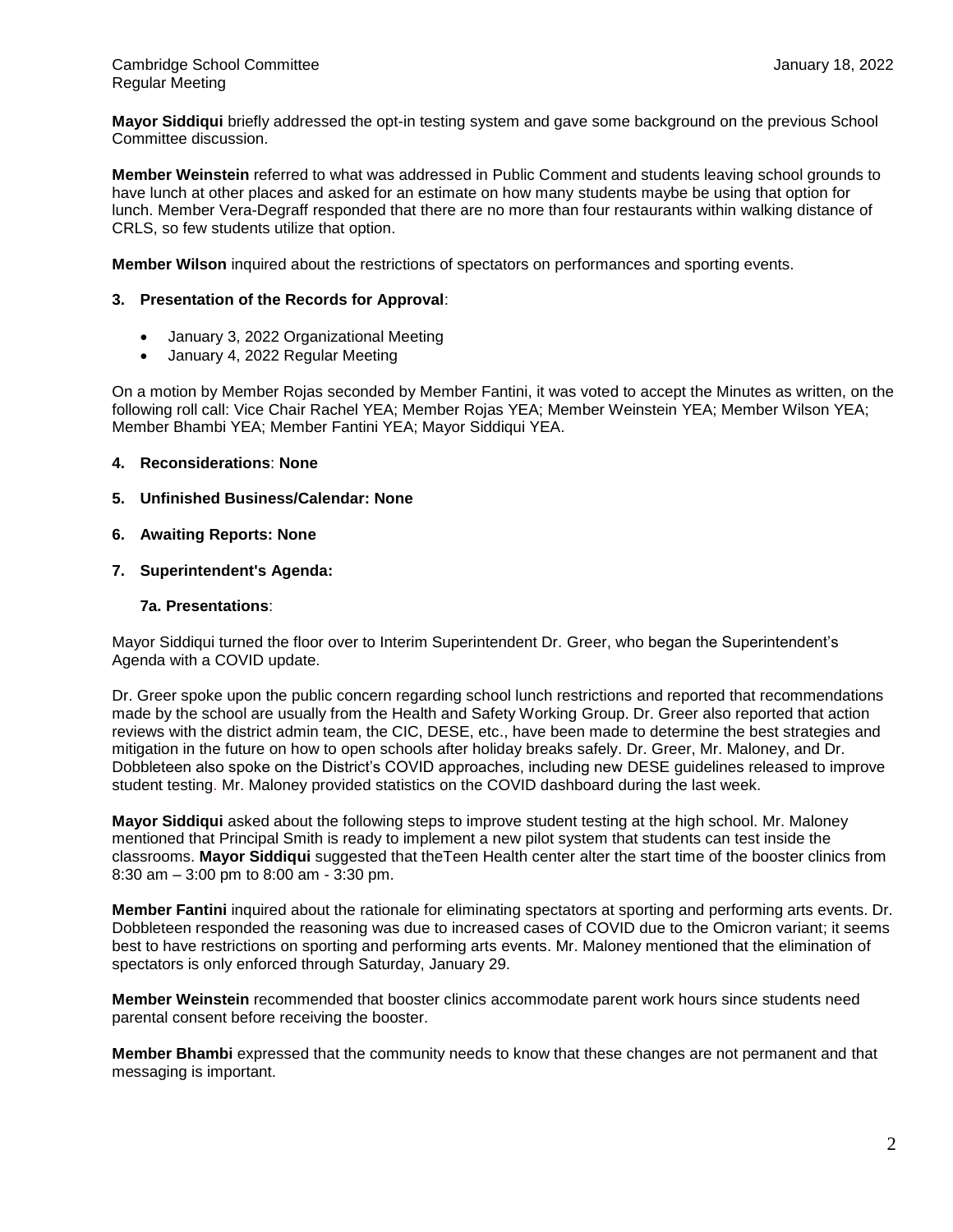**Mayor Siddiqui** briefly addressed the opt-in testing system and gave some background on the previous School Committee discussion.

**Member Weinstein** referred to what was addressed in Public Comment and students leaving school grounds to have lunch at other places and asked for an estimate on how many students maybe be using that option for lunch. Member Vera-Degraff responded that there are no more than four restaurants within walking distance of CRLS, so few students utilize that option.

**Member Wilson** inquired about the restrictions of spectators on performances and sporting events.

**3. Presentation of the Records for Approval**:

- January 3, 2022 Organizational Meeting
- January 4, 2022 Regular Meeting

On a motion by Member Rojas seconded by Member Fantini, it was voted to accept the Minutes as written, on the following roll call: Vice Chair Rachel YEA; Member Rojas YEA; Member Weinstein YEA; Member Wilson YEA; Member Bhambi YEA; Member Fantini YEA; Mayor Siddiqui YEA.

**4. Reconsiderations**: **None**

**5. Unfinished Business/Calendar: None**

**6. Awaiting Reports: None**

**7. Superintendent's Agenda:**

**7a. Presentations**:

Mayor Siddiqui turned the floor over to Interim Superintendent Dr. Greer, who began the Superintendent's Agenda with a COVID update.

Dr. Greer spoke upon the public concern regarding school lunch restrictions and reported that recommendations made by the school are usually from the Health and Safety Working Group. Dr. Greer also reported that action reviews with the district admin team, the CIC, DESE, etc., have been made to determine the best strategies and mitigation in the future on how to open schools after holiday breaks safely. Dr. Greer, Mr. Maloney, and Dr. Dobbleteen also spoke on the District's COVID approaches, including new DESE guidelines released to improve student testing. Mr. Maloney provided statistics on the COVID dashboard during the last week.

**Mayor Siddiqui** asked about the following steps to improve student testing at the high school. Mr. Maloney mentioned that Principal Smith is ready to implement a new pilot system that students can test inside the classrooms. **Mayor Siddiqui** suggested that theTeen Health center alter the start time of the booster clinics from 8:30 am – 3:00 pm to 8:00 am - 3:30 pm.

**Member Fantini** inquired about the rationale for eliminating spectators at sporting and performing arts events. Dr. Dobbleteen responded the reasoning was due to increased cases of COVID due to the Omicron variant; it seems best to have restrictions on sporting and performing arts events. Mr. Maloney mentioned that the elimination of spectators is only enforced through Saturday, January 29.

**Member Weinstein** recommended that booster clinics accommodate parent work hours since students need parental consent before receiving the booster.

**Member Bhambi** expressed that the community needs to know that these changes are not permanent and that messaging is important.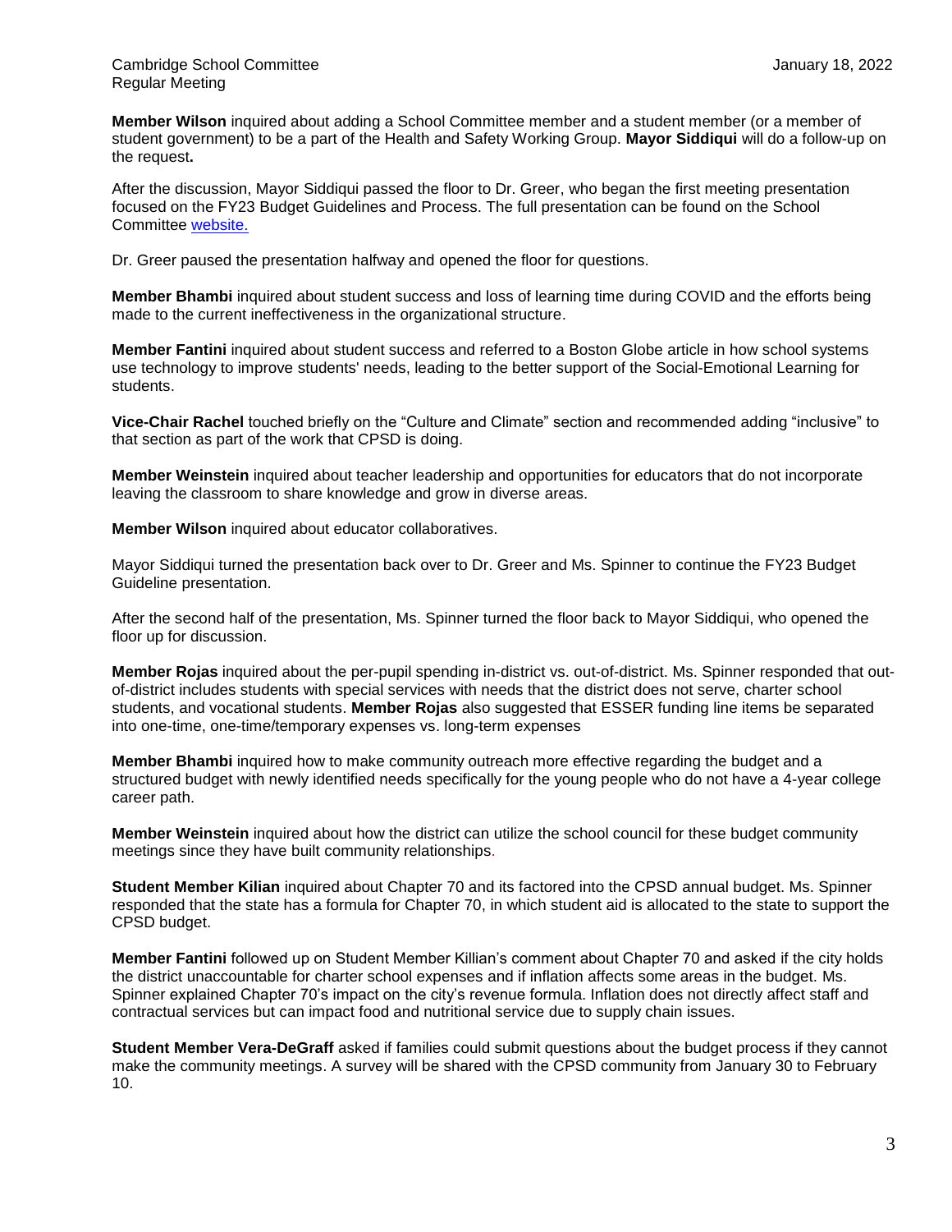**Member Wilson** inquired about adding a School Committee member and a student member (or a member of student government) to be a part of the Health and Safety Working Group. **Mayor Siddiqui** will do a follow-up on the request**.**

After the discussion, Mayor Siddiqui passed the floor to Dr. Greer, who began the first meeting presentation focused on the FY23 Budget Guidelines and Process. The full presentation can be found on the School Committee [website.](website.)

Dr. Greer paused the presentation halfway and opened the floor for questions.

**Member Bhambi** inquired about student success and loss of learning time during COVID and the efforts being made to the current ineffectiveness in the organizational structure.

**Member Fantini** inquired about student success and referred to a Boston Globe article in how school systems use technology to improve students' needs, leading to the better support of the Social-Emotional Learning for students.

**Vice-Chair Rachel** touched briefly on the "Culture and Climate" section and recommended adding "inclusive" to that section as part of the work that CPSD is doing.

**Member Weinstein** inquired about teacher leadership and opportunities for educators that do not incorporate leaving the classroom to share knowledge and grow in diverse areas.

**Member Wilson** inquired about educator collaboratives.

Mayor Siddiqui turned the presentation back over to Dr. Greer and Ms. Spinner to continue the FY23 Budget Guideline presentation.

After the second half of the presentation, Ms. Spinner turned the floor back to Mayor Siddiqui, who opened the floor up for discussion.

**Member Rojas** inquired about the per-pupil spending in-district vs. out-of-district. Ms. Spinner responded that out-of-district includes students with special services with needs that the district does not serve, charter school students, and vocational students. **Member Rojas** also suggested that ESSER funding line items be separated into one-time, one-time/temporary expenses vs. long-term expenses

**Member Bhambi** inquired how to make community outreach more effective regarding the budget and a structured budget with newly identified needs specifically for the young people who do not have a 4-year college career path.

**Member Weinstein** inquired about how the district can utilize the school council for these budget community meetings since they have built community relationships.

**Student Member Kilian** inquired about Chapter 70 and its factored into the CPSD annual budget. Ms. Spinner responded that the state has a formula for Chapter 70, in which student aid is allocated to the state to support the CPSD budget.

**Member Fantini** followed up on Student Member Killian's comment about Chapter 70 and asked if the city holds the district unaccountable for charter school expenses and if inflation affects some areas in the budget. Ms. Spinner explained Chapter 70's impact on the city's revenue formula. Inflation does not directly affect staff and contractual services but can impact food and nutritional service due to supply chain issues.

**Student Member Vera-DeGraff** asked if families could submit questions about the budget process if they cannot make the community meetings. A survey will be shared with the CPSD community from January 30 to February 10.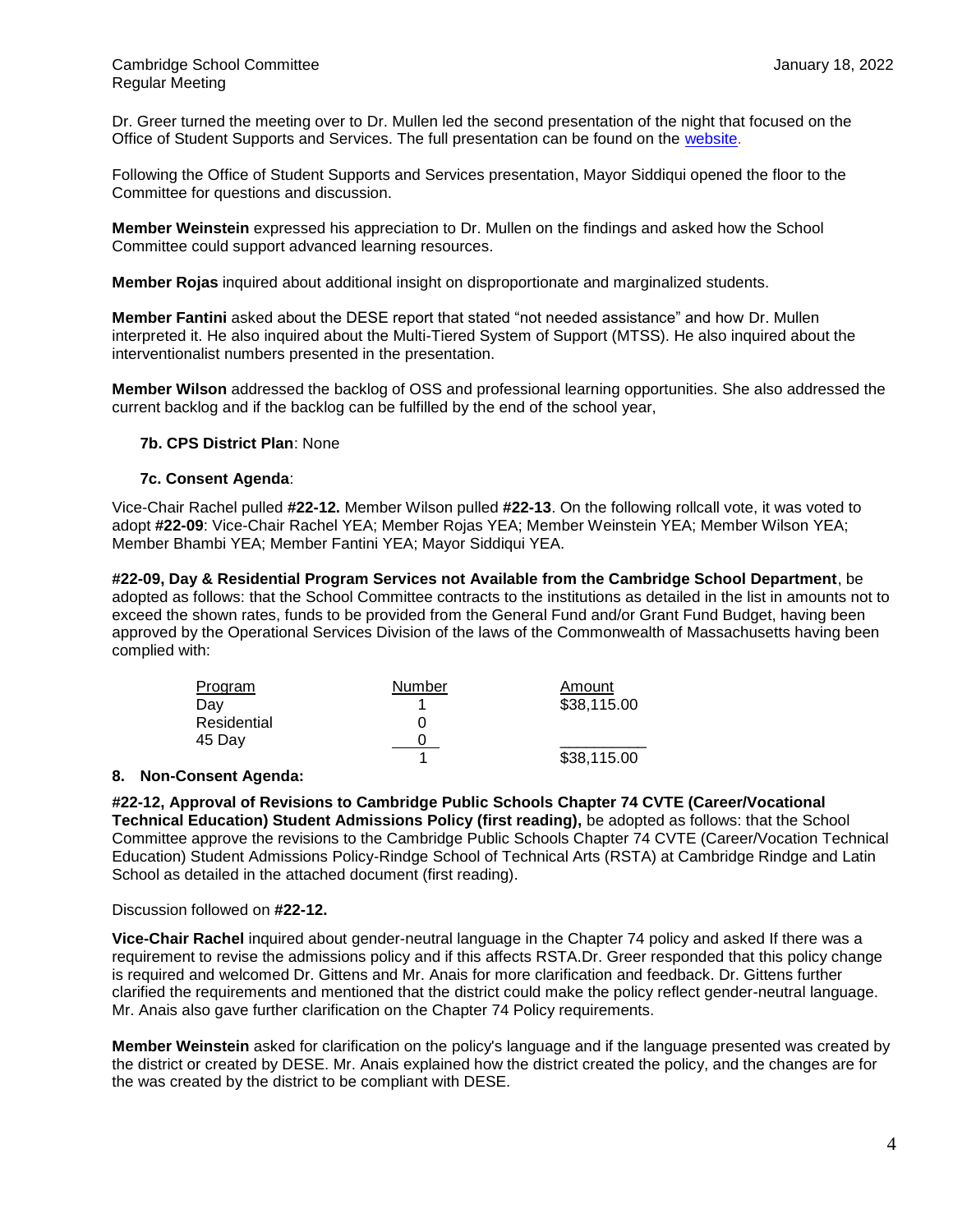Dr. Greer turned the meeting over to Dr. Mullen led the second presentation of the night that focused on the Office of Student Supports and Services. The full presentation can be found on the website.

Following the Office of Student Supports and Services presentation, Mayor Siddiqui opened the floor to the Committee for questions and discussion.

**Member Weinstein** expressed his appreciation to Dr. Mullen on the findings and asked how the School Committee could support advanced learning resources.

**Member Rojas** inquired about additional insight on disproportionate and marginalized students.

**Member Fantini** asked about the DESE report that stated "not needed assistance" and how Dr. Mullen interpreted it. He also inquired about the Multi-Tiered System of Support (MTSS). He also inquired about the interventionalist numbers presented in the presentation.

**Member Wilson** addressed the backlog of OSS and professional learning opportunities. She also addressed the current backlog and if the backlog can be fulfilled by the end of the school year,

**7b. CPS District Plan**: None

**7c. Consent Agenda**:

Vice-Chair Rachel pulled **#22-12.** Member Wilson pulled **#22-13**. On the following rollcall vote, it was voted to adopt **#22-09**: Vice-Chair Rachel YEA; Member Rojas YEA; Member Weinstein YEA; Member Wilson YEA; Member Bhambi YEA; Member Fantini YEA; Mayor Siddiqui YEA.

**#22-09, Day & Residential Program Services not Available from the Cambridge School Department**, be adopted as follows: that the School Committee contracts to the institutions as detailed in the list in amounts not to exceed the shown rates, funds to be provided from the General Fund and/or Grant Fund Budget, having been approved by the Operational Services Division of the laws of the Commonwealth of Massachusetts having been complied with:

| Program | Number | Amount |
|---|---|---|
| Day | 1 | $38,115.00 |
| Residential | 0 | |
| 45 Day | 0 | |
| | 1 | $38,115.00 |

## 8. Non-Consent Agenda:

**#22-12, Approval of Revisions to Cambridge Public Schools Chapter 74 CVTE (Career/Vocational Technical Education) Student Admissions Policy (first reading),** be adopted as follows: that the School Committee approve the revisions to the Cambridge Public Schools Chapter 74 CVTE (Career/Vocation Technical Education) Student Admissions Policy-Rindge School of Technical Arts (RSTA) at Cambridge Rindge and Latin School as detailed in the attached document (first reading).

Discussion followed on **#22-12.**

**Vice-Chair Rachel** inquired about gender-neutral language in the Chapter 74 policy and asked If there was a requirement to revise the admissions policy and if this affects RSTA.Dr. Greer responded that this policy change is required and welcomed Dr. Gittens and Mr. Anais for more clarification and feedback. Dr. Gittens further clarified the requirements and mentioned that the district could make the policy reflect gender-neutral language. Mr. Anais also gave further clarification on the Chapter 74 Policy requirements.

**Member Weinstein** asked for clarification on the policy's language and if the language presented was created by the district or created by DESE. Mr. Anais explained how the district created the policy, and the changes are for the was created by the district to be compliant with DESE.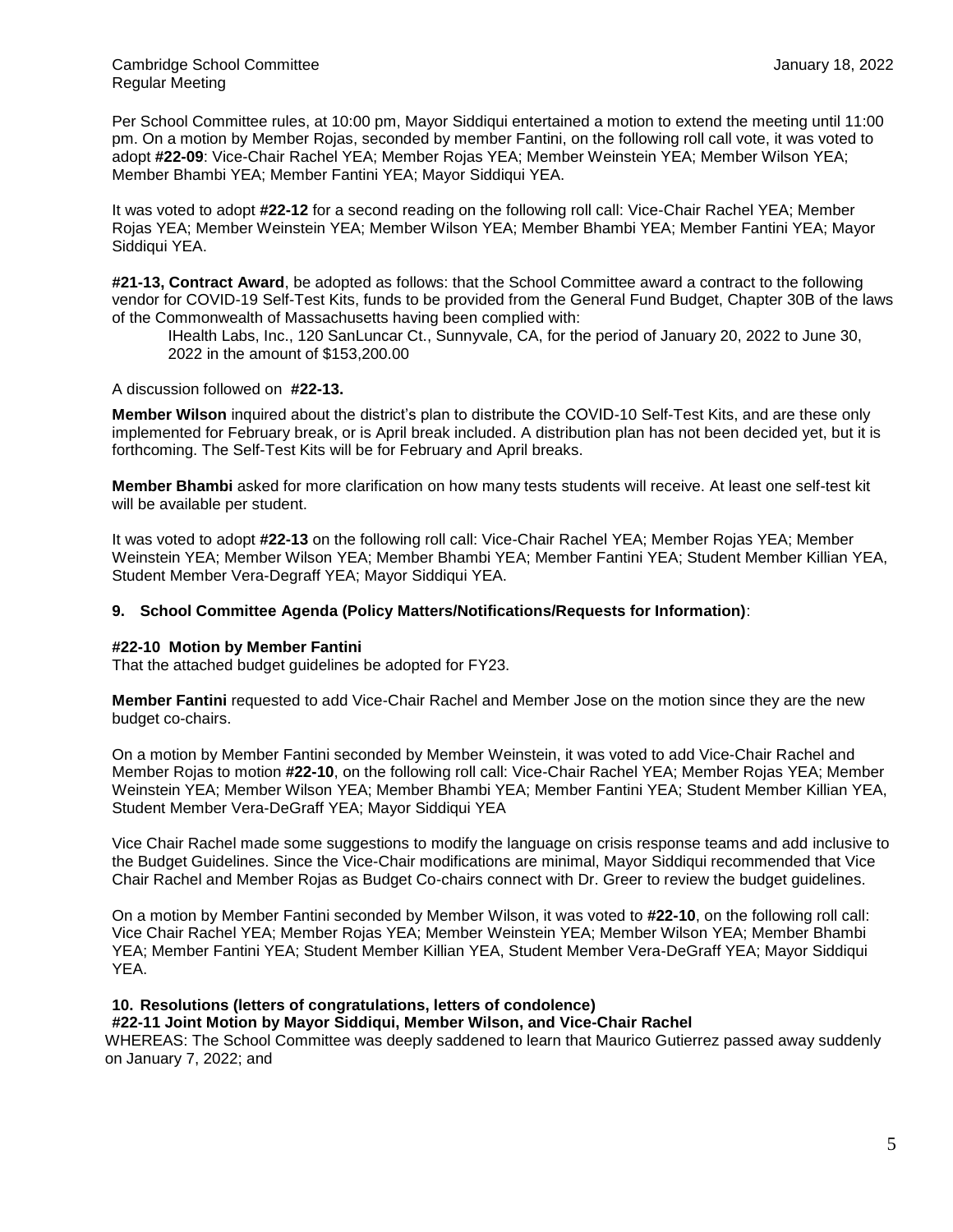Per School Committee rules, at 10:00 pm, Mayor Siddiqui entertained a motion to extend the meeting until 11:00 pm. On a motion by Member Rojas, seconded by member Fantini, on the following roll call vote, it was voted to adopt **#22-09**: Vice-Chair Rachel YEA; Member Rojas YEA; Member Weinstein YEA; Member Wilson YEA; Member Bhambi YEA; Member Fantini YEA; Mayor Siddiqui YEA.

It was voted to adopt **#22-12** for a second reading on the following roll call: Vice-Chair Rachel YEA; Member Rojas YEA; Member Weinstein YEA; Member Wilson YEA; Member Bhambi YEA; Member Fantini YEA; Mayor Siddiqui YEA.

**#21-13, Contract Award**, be adopted as follows: that the School Committee award a contract to the following vendor for COVID-19 Self-Test Kits, funds to be provided from the General Fund Budget, Chapter 30B of the laws of the Commonwealth of Massachusetts having been complied with:

> IHealth Labs, Inc., 120 SanLuncar Ct., Sunnyvale, CA, for the period of January 20, 2022 to June 30, 2022 in the amount of $153,200.00

A discussion followed on **#22-13.**

**Member Wilson** inquired about the district's plan to distribute the COVID-10 Self-Test Kits, and are these only implemented for February break, or is April break included. A distribution plan has not been decided yet, but it is forthcoming. The Self-Test Kits will be for February and April breaks.

**Member Bhambi** asked for more clarification on how many tests students will receive. At least one self-test kit will be available per student.

It was voted to adopt **#22-13** on the following roll call: Vice-Chair Rachel YEA; Member Rojas YEA; Member Weinstein YEA; Member Wilson YEA; Member Bhambi YEA; Member Fantini YEA; Student Member Killian YEA, Student Member Vera-Degraff YEA; Mayor Siddiqui YEA.

### 9. School Committee Agenda (Policy Matters/Notifications/Requests for Information):

**#22-10 Motion by Member Fantini**
That the attached budget guidelines be adopted for FY23.

**Member Fantini** requested to add Vice-Chair Rachel and Member Jose on the motion since they are the new budget co-chairs.

On a motion by Member Fantini seconded by Member Weinstein, it was voted to add Vice-Chair Rachel and Member Rojas to motion **#22-10**, on the following roll call: Vice-Chair Rachel YEA; Member Rojas YEA; Member Weinstein YEA; Member Wilson YEA; Member Bhambi YEA; Member Fantini YEA; Student Member Killian YEA, Student Member Vera-DeGraff YEA; Mayor Siddiqui YEA

Vice Chair Rachel made some suggestions to modify the language on crisis response teams and add inclusive to the Budget Guidelines. Since the Vice-Chair modifications are minimal, Mayor Siddiqui recommended that Vice Chair Rachel and Member Rojas as Budget Co-chairs connect with Dr. Greer to review the budget guidelines.

On a motion by Member Fantini seconded by Member Wilson, it was voted to **#22-10**, on the following roll call: Vice Chair Rachel YEA; Member Rojas YEA; Member Weinstein YEA; Member Wilson YEA; Member Bhambi YEA; Member Fantini YEA; Student Member Killian YEA, Student Member Vera-DeGraff YEA; Mayor Siddiqui YEA.

### 10. Resolutions (letters of congratulations, letters of condolence)

**#22-11 Joint Motion by Mayor Siddiqui, Member Wilson, and Vice-Chair Rachel**
WHEREAS: The School Committee was deeply saddened to learn that Maurico Gutierrez passed away suddenly on January 7, 2022; and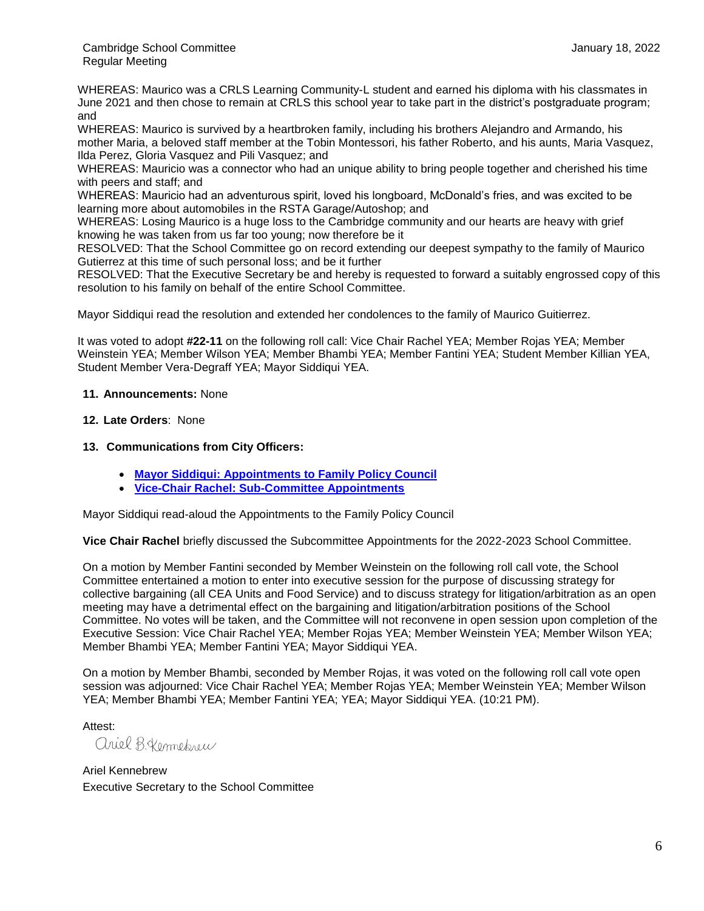WHEREAS: Maurico was a CRLS Learning Community-L student and earned his diploma with his classmates in June 2021 and then chose to remain at CRLS this school year to take part in the district's postgraduate program; and

WHEREAS: Maurico is survived by a heartbroken family, including his brothers Alejandro and Armando, his mother Maria, a beloved staff member at the Tobin Montessori, his father Roberto, and his aunts, Maria Vasquez, Ilda Perez, Gloria Vasquez and Pili Vasquez; and

WHEREAS: Mauricio was a connector who had an unique ability to bring people together and cherished his time with peers and staff; and

WHEREAS: Mauricio had an adventurous spirit, loved his longboard, McDonald's fries, and was excited to be learning more about automobiles in the RSTA Garage/Autoshop; and

WHEREAS: Losing Maurico is a huge loss to the Cambridge community and our hearts are heavy with grief knowing he was taken from us far too young; now therefore be it

RESOLVED: That the School Committee go on record extending our deepest sympathy to the family of Maurico Gutierrez at this time of such personal loss; and be it further

RESOLVED: That the Executive Secretary be and hereby is requested to forward a suitably engrossed copy of this resolution to his family on behalf of the entire School Committee.

Mayor Siddiqui read the resolution and extended her condolences to the family of Maurico Guitierrez.

It was voted to adopt **#22-11** on the following roll call: Vice Chair Rachel YEA; Member Rojas YEA; Member Weinstein YEA; Member Wilson YEA; Member Bhambi YEA; Member Fantini YEA; Student Member Killian YEA, Student Member Vera-Degraff YEA; Mayor Siddiqui YEA.

**11. Announcements:** None

**12. Late Orders**: None

**13. Communications from City Officers:**

- **Mayor Siddiqui: Appointments to Family Policy Council**
- **Vice-Chair Rachel: Sub-Committee Appointments**

Mayor Siddiqui read-aloud the Appointments to the Family Policy Council

**Vice Chair Rachel** briefly discussed the Subcommittee Appointments for the 2022-2023 School Committee.

On a motion by Member Fantini seconded by Member Weinstein on the following roll call vote, the School Committee entertained a motion to enter into executive session for the purpose of discussing strategy for collective bargaining (all CEA Units and Food Service) and to discuss strategy for litigation/arbitration as an open meeting may have a detrimental effect on the bargaining and litigation/arbitration positions of the School Committee. No votes will be taken, and the Committee will not reconvene in open session upon completion of the Executive Session: Vice Chair Rachel YEA; Member Rojas YEA; Member Weinstein YEA; Member Wilson YEA; Member Bhambi YEA; Member Fantini YEA; Mayor Siddiqui YEA.

On a motion by Member Bhambi, seconded by Member Rojas, it was voted on the following roll call vote open session was adjourned: Vice Chair Rachel YEA; Member Rojas YEA; Member Weinstein YEA; Member Wilson YEA; Member Bhambi YEA; Member Fantini YEA; YEA; Mayor Siddiqui YEA. (10:21 PM).

Attest:

Ariel B. Kennebrew

Ariel Kennebrew
Executive Secretary to the School Committee